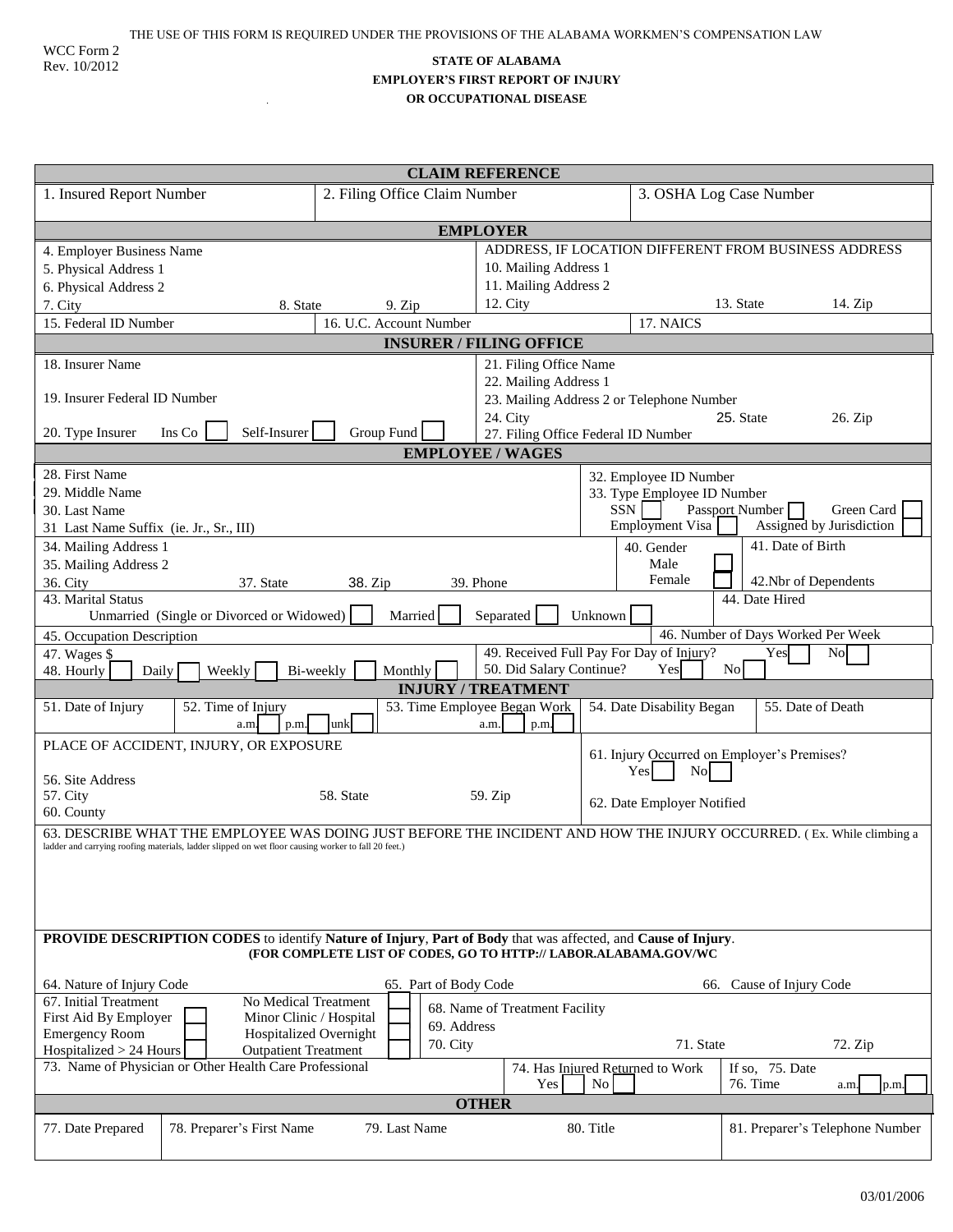THE USE OF THIS FORM IS REQUIRED UNDER THE PROVISIONS OF THE ALABAMA WORKMEN'S COMPENSATION LAW

WCC Form 2
Rev. 10/2012

**STATE OF ALABAMA**
**EMPLOYER'S FIRST REPORT OF INJURY**
**OR OCCUPATIONAL DISEASE**

## CLAIM REFERENCE

| 1. Insured Report Number | 2. Filing Office Claim Number | 3. OSHA Log Case Number |
|---|---|---|

## EMPLOYER

| | |
|---|---|
| 4. Employer Business Name | ADDRESS, IF LOCATION DIFFERENT FROM BUSINESS ADDRESS |
| 5. Physical Address 1 | 10. Mailing Address 1 |
| 6. Physical Address 2 | 11. Mailing Address 2 |
| 7. City 8. State 9. Zip | 12. City 13. State 14. Zip |
| 15. Federal ID Number | 16. U.C. Account Number |
| 17. NAICS | |

## INSURER / FILING OFFICE

| | |
|---|---|
| 18. Insurer Name | 21. Filing Office Name |
| | 22. Mailing Address 1 |
| 19. Insurer Federal ID Number | 23. Mailing Address 2 or Telephone Number |
| | 24. City 25. State 26. Zip |
| 20. Type Insurer Ins Co ☐ Self-Insurer ☐ Group Fund ☐ | 27. Filing Office Federal ID Number |

## EMPLOYEE / WAGES

| | |
|---|---|
| 28. First Name | 32. Employee ID Number |
| 29. Middle Name | 33. Type Employee ID Number |
| 30. Last Name | SSN ☐ Passport Number ☐ Green Card ☐ |
| 31 Last Name Suffix (ie. Jr., Sr., III) | Employment Visa ☐ Assigned by Jurisdiction ☐ |
| 34. Mailing Address 1 | 40. Gender Male ☐ Female ☐ |
| 35. Mailing Address 2 | 41. Date of Birth |
| 36. City 37. State 38. Zip 39. Phone | 42. Nbr of Dependents |
| 43. Marital Status Unmarried (Single or Divorced or Widowed) ☐ Married ☐ Separated ☐ Unknown ☐ | 44. Date Hired |
| 45. Occupation Description | 46. Number of Days Worked Per Week |
| 47. Wages $ | 49. Received Full Pay For Day of Injury? Yes ☐ No ☐ |
| 48. Hourly ☐ Daily ☐ Weekly ☐ Bi-weekly ☐ Monthly ☐ | 50. Did Salary Continue? Yes ☐ No ☐ |

## INJURY / TREATMENT

| 51. Date of Injury | 52. Time of Injury a.m. ☐ p.m. ☐ unk ☐ | 53. Time Employee Began Work a.m. ☐ p.m. ☐ | 54. Date Disability Began | 55. Date of Death |
|---|---|---|---|---|

| | |
|---|---|
| PLACE OF ACCIDENT, INJURY, OR EXPOSURE | 61. Injury Occurred on Employer's Premises? Yes ☐ No ☐ |
| 56. Site Address | |
| 57. City 58. State 59. Zip | 62. Date Employer Notified |
| 60. County | |

63. DESCRIBE WHAT THE EMPLOYEE WAS DOING JUST BEFORE THE INCIDENT AND HOW THE INJURY OCCURRED. ( Ex. While climbing a ladder and carrying roofing materials, ladder slipped on wet floor causing worker to fall 20 feet.)

**PROVIDE DESCRIPTION CODES** to identify **Nature of Injury**, **Part of Body** that was affected, and **Cause of Injury**.
**(FOR COMPLETE LIST OF CODES, GO TO HTTP:// LABOR.ALABAMA.GOV/WC**

| 64. Nature of Injury Code | 65. Part of Body Code | 66. Cause of Injury Code |
|---|---|---|

| | | |
|---|---|---|
| 67. Initial Treatment | No Medical Treatment ☐ | |
| First Aid By Employer ☐ | Minor Clinic / Hospital ☐ | 68. Name of Treatment Facility |
| Emergency Room ☐ | Hospitalized Overnight ☐ | 69. Address |
| Hospitalized > 24 Hours ☐ | Outpatient Treatment ☐ | 70. City 71. State 72. Zip |

| 73. Name of Physician or Other Health Care Professional | 74. Has Injured Returned to Work Yes ☐ No ☐ | If so, 75. Date 76. Time a.m. ☐ p.m. ☐ |
|---|---|---|

## OTHER

| 77. Date Prepared | 78. Preparer's First Name | 79. Last Name | 80. Title | 81. Preparer's Telephone Number |
|---|---|---|---|---|

03/01/2006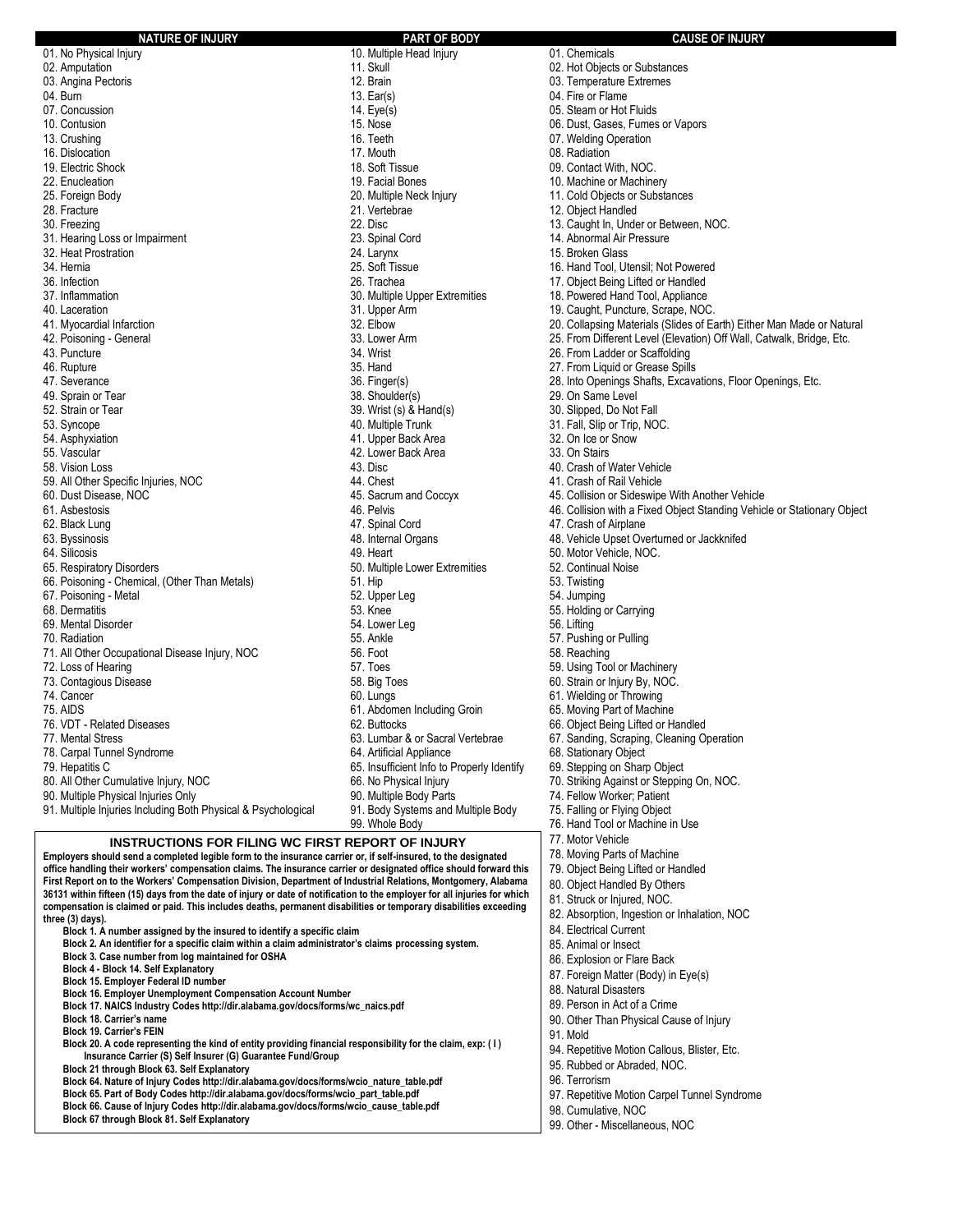## NATURE OF INJURY

01. No Physical Injury
02. Amputation
03. Angina Pectoris
04. Burn
07. Concussion
10. Contusion
13. Crushing
16. Dislocation
19. Electric Shock
22. Enucleation
25. Foreign Body
28. Fracture
30. Freezing
31. Hearing Loss or Impairment
32. Heat Prostration
34. Hernia
36. Infection
37. Inflammation
40. Laceration
41. Myocardial Infarction
42. Poisoning - General
43. Puncture
46. Rupture
47. Severance
49. Sprain or Tear
52. Strain or Tear
53. Syncope
54. Asphyxiation
55. Vascular
58. Vision Loss
59. All Other Specific Injuries, NOC
60. Dust Disease, NOC
61. Asbestosis
62. Black Lung
63. Byssinosis
64. Silicosis
65. Respiratory Disorders
66. Poisoning - Chemical, (Other Than Metals)
67. Poisoning - Metal
68. Dermatitis
69. Mental Disorder
70. Radiation
71. All Other Occupational Disease Injury, NOC
72. Loss of Hearing
73. Contagious Disease
74. Cancer
75. AIDS
76. VDT - Related Diseases
77. Mental Stress
78. Carpal Tunnel Syndrome
79. Hepatitis C
80. All Other Cumulative Injury, NOC
90. Multiple Physical Injuries Only
91. Multiple Injuries Including Both Physical & Psychological

## PART OF BODY

10. Multiple Head Injury
11. Skull
12. Brain
13. Ear(s)
14. Eye(s)
15. Nose
16. Teeth
17. Mouth
18. Soft Tissue
19. Facial Bones
20. Multiple Neck Injury
21. Vertebrae
22. Disc
23. Spinal Cord
24. Larynx
25. Soft Tissue
26. Trachea
30. Multiple Upper Extremities
31. Upper Arm
32. Elbow
33. Lower Arm
34. Wrist
35. Hand
36. Finger(s)
38. Shoulder(s)
39. Wrist (s) & Hand(s)
40. Multiple Trunk
41. Upper Back Area
42. Lower Back Area
43. Disc
44. Chest
45. Sacrum and Coccyx
46. Pelvis
47. Spinal Cord
48. Internal Organs
49. Heart
50. Multiple Lower Extremities
51. Hip
52. Upper Leg
53. Knee
54. Lower Leg
55. Ankle
56. Foot
57. Toes
58. Big Toes
60. Lungs
61. Abdomen Including Groin
62. Buttocks
63. Lumbar & or Sacral Vertebrae
64. Artificial Appliance
65. Insufficient Info to Properly Identify
66. No Physical Injury
90. Multiple Body Parts
91. Body Systems and Multiple Body
99. Whole Body

## CAUSE OF INJURY

01. Chemicals
02. Hot Objects or Substances
03. Temperature Extremes
04. Fire or Flame
05. Steam or Hot Fluids
06. Dust, Gases, Fumes or Vapors
07. Welding Operation
08. Radiation
09. Contact With, NOC.
10. Machine or Machinery
11. Cold Objects or Substances
12. Object Handled
13. Caught In, Under or Between, NOC.
14. Abnormal Air Pressure
15. Broken Glass
16. Hand Tool, Utensil; Not Powered
17. Object Being Lifted or Handled
18. Powered Hand Tool, Appliance
19. Caught, Puncture, Scrape, NOC.
20. Collapsing Materials (Slides of Earth) Either Man Made or Natural
25. From Different Level (Elevation) Off Wall, Catwalk, Bridge, Etc.
26. From Ladder or Scaffolding
27. From Liquid or Grease Spills
28. Into Openings Shafts, Excavations, Floor Openings, Etc.
29. On Same Level
30. Slipped, Do Not Fall
31. Fall, Slip or Trip, NOC.
32. On Ice or Snow
33. On Stairs
40. Crash of Water Vehicle
41. Crash of Rail Vehicle
45. Collision or Sideswipe With Another Vehicle
46. Collision with a Fixed Object Standing Vehicle or Stationary Object
47. Crash of Airplane
48. Vehicle Upset Overturned or Jackknifed
50. Motor Vehicle, NOC.
52. Continual Noise
53. Twisting
54. Jumping
55. Holding or Carrying
56. Lifting
57. Pushing or Pulling
58. Reaching
59. Using Tool or Machinery
60. Strain or Injury By, NOC.
61. Wielding or Throwing
65. Moving Part of Machine
66. Object Being Lifted or Handled
67. Sanding, Scraping, Cleaning Operation
68. Stationary Object
69. Stepping on Sharp Object
70. Striking Against or Stepping On, NOC.
74. Fellow Worker; Patient
75. Falling or Flying Object
76. Hand Tool or Machine in Use
77. Motor Vehicle
78. Moving Parts of Machine
79. Object Being Lifted or Handled
80. Object Handled By Others
81. Struck or Injured, NOC.
82. Absorption, Ingestion or Inhalation, NOC
84. Electrical Current
85. Animal or Insect
86. Explosion or Flare Back
87. Foreign Matter (Body) in Eye(s)
88. Natural Disasters
89. Person in Act of a Crime
90. Other Than Physical Cause of Injury
91. Mold
94. Repetitive Motion Callous, Blister, Etc.
95. Rubbed or Abraded, NOC.
96. Terrorism
97. Repetitive Motion Carpel Tunnel Syndrome
98. Cumulative, NOC
99. Other - Miscellaneous, NOC

## INSTRUCTIONS FOR FILING WC FIRST REPORT OF INJURY

**Employers should send a completed legible form to the insurance carrier or, if self-insured, to the designated office handling their workers' compensation claims. The insurance carrier or designated office should forward this First Report on to the Workers' Compensation Division, Department of Industrial Relations, Montgomery, Alabama 36131 within fifteen (15) days from the date of injury or date of notification to the employer for all injuries for which compensation is claimed or paid. This includes deaths, permanent disabilities or temporary disabilities exceeding three (3) days).**

**Block 1. A number assigned by the insured to identify a specific claim**
**Block 2. An identifier for a specific claim within a claim administrator's claims processing system.**
**Block 3. Case number from log maintained for OSHA**
**Block 4 - Block 14. Self Explanatory**
**Block 15. Employer Federal ID number**
**Block 16. Employer Unemployment Compensation Account Number**
**Block 17. NAICS Industry Codes http://dir.alabama.gov/docs/forms/wc_naics.pdf**
**Block 18. Carrier's name**
**Block 19. Carrier's FEIN**
**Block 20. A code representing the kind of entity providing financial responsibility for the claim, exp: ( I ) Insurance Carrier (S) Self Insurer (G) Guarantee Fund/Group**
**Block 21 through Block 63. Self Explanatory**
**Block 64. Nature of Injury Codes http://dir.alabama.gov/docs/forms/wcio_nature_table.pdf**
**Block 65. Part of Body Codes http://dir.alabama.gov/docs/forms/wcio_part_table.pdf**
**Block 66. Cause of Injury Codes http://dir.alabama.gov/docs/forms/wcio_cause_table.pdf**
**Block 67 through Block 81. Self Explanatory**